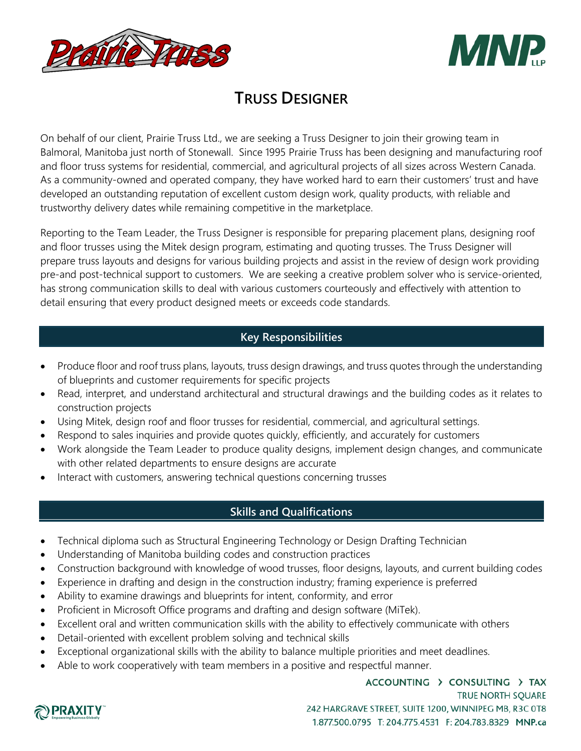# TRUSS DESIGNER

On behalf of our client, Prairie Truss Ltd., we are seeking a Truss Designer to join their growing team in Balmoral, Manitoba just north of Stonewall. Since 1995 Prairie Truss has been designing and manufacturing roof and floor truss systems for residential, commercial, and agricultural projects of all sizes across Western Canada. As a community-owned and operated company, they have worked hard to earn their customers' trust and have developed an outstanding reputation of excellent custom design work, quality products, with reliable and trustworthy delivery dates while remaining competitive in the marketplace.

Reporting to the Team Leader, the Truss Designer is responsible for preparing placement plans, designing roof and floor trusses using the Mitek design program, estimating and quoting trusses. The Truss Designer will prepare truss layouts and designs for various building projects and assist in the review of design work providing pre-and post-technical support to customers. We are seeking a creative problem solver who is service-oriented, has strong communication skills to deal with various customers courteously and effectively with attention to detail ensuring that every product designed meets or exceeds code standards.

## Key Responsibilities

- Produce floor and roof truss plans, layouts, truss design drawings, and truss quotes through the understanding of blueprints and customer requirements for specific projects
- Read, interpret, and understand architectural and structural drawings and the building codes as it relates to construction projects
- Using Mitek, design roof and floor trusses for residential, commercial, and agricultural settings.
- Respond to sales inquiries and provide quotes quickly, efficiently, and accurately for customers
- Work alongside the Team Leader to produce quality designs, implement design changes, and communicate with other related departments to ensure designs are accurate
- Interact with customers, answering technical questions concerning trusses

## Skills and Qualifications

- Technical diploma such as Structural Engineering Technology or Design Drafting Technician
- Understanding of Manitoba building codes and construction practices
- Construction background with knowledge of wood trusses, floor designs, layouts, and current building codes
- Experience in drafting and design in the construction industry; framing experience is preferred
- Ability to examine drawings and blueprints for intent, conformity, and error
- Proficient in Microsoft Office programs and drafting and design software (MiTek).
- Excellent oral and written communication skills with the ability to effectively communicate with others
- Detail-oriented with excellent problem solving and technical skills
- Exceptional organizational skills with the ability to balance multiple priorities and meet deadlines.
- Able to work cooperatively with team members in a positive and respectful manner.

ACCOUNTING › CONSULTING › TAX
TRUE NORTH SQUARE
242 HARGRAVE STREET, SUITE 1200, WINNIPEG MB, R3C 0T8
1.877.500.0795 T: 204.775.4531 F: 204.783.8329 MNP.ca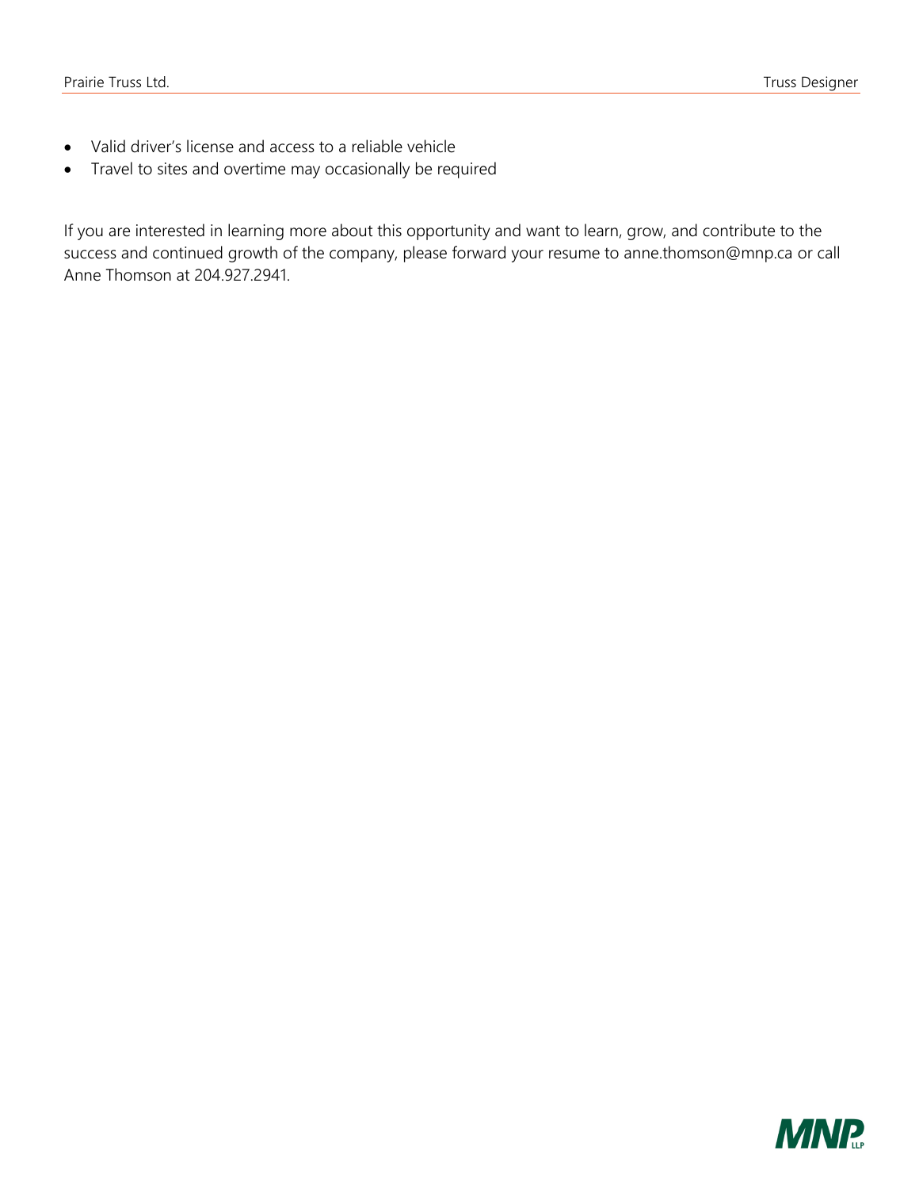- Valid driver's license and access to a reliable vehicle
- Travel to sites and overtime may occasionally be required

If you are interested in learning more about this opportunity and want to learn, grow, and contribute to the success and continued growth of the company, please forward your resume to anne.thomson@mnp.ca or call Anne Thomson at 204.927.2941.